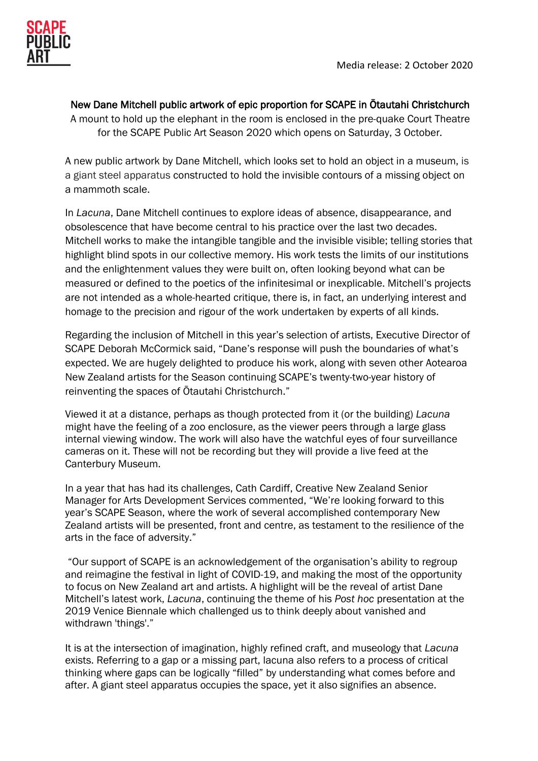SCAPE PUBLIC ART

Media release: 2 October 2020

## New Dane Mitchell public artwork of epic proportion for SCAPE in Ōtautahi Christchurch

A mount to hold up the elephant in the room is enclosed in the pre-quake Court Theatre for the SCAPE Public Art Season 2020 which opens on Saturday, 3 October.

A new public artwork by Dane Mitchell, which looks set to hold an object in a museum, is a giant steel apparatus constructed to hold the invisible contours of a missing object on a mammoth scale.

In *Lacuna*, Dane Mitchell continues to explore ideas of absence, disappearance, and obsolescence that have become central to his practice over the last two decades. Mitchell works to make the intangible tangible and the invisible visible; telling stories that highlight blind spots in our collective memory. His work tests the limits of our institutions and the enlightenment values they were built on, often looking beyond what can be measured or defined to the poetics of the infinitesimal or inexplicable. Mitchell's projects are not intended as a whole-hearted critique, there is, in fact, an underlying interest and homage to the precision and rigour of the work undertaken by experts of all kinds.

Regarding the inclusion of Mitchell in this year's selection of artists, Executive Director of SCAPE Deborah McCormick said, "Dane's response will push the boundaries of what's expected. We are hugely delighted to produce his work, along with seven other Aotearoa New Zealand artists for the Season continuing SCAPE's twenty-two-year history of reinventing the spaces of Ōtautahi Christchurch."

Viewed it at a distance, perhaps as though protected from it (or the building) *Lacuna* might have the feeling of a zoo enclosure, as the viewer peers through a large glass internal viewing window. The work will also have the watchful eyes of four surveillance cameras on it. These will not be recording but they will provide a live feed at the Canterbury Museum.

In a year that has had its challenges, Cath Cardiff, Creative New Zealand Senior Manager for Arts Development Services commented, "We're looking forward to this year's SCAPE Season, where the work of several accomplished contemporary New Zealand artists will be presented, front and centre, as testament to the resilience of the arts in the face of adversity."

"Our support of SCAPE is an acknowledgement of the organisation's ability to regroup and reimagine the festival in light of COVID-19, and making the most of the opportunity to focus on New Zealand art and artists. A highlight will be the reveal of artist Dane Mitchell's latest work, *Lacuna*, continuing the theme of his *Post hoc* presentation at the 2019 Venice Biennale which challenged us to think deeply about vanished and withdrawn 'things'."

It is at the intersection of imagination, highly refined craft, and museology that *Lacuna* exists. Referring to a gap or a missing part, lacuna also refers to a process of critical thinking where gaps can be logically "filled" by understanding what comes before and after. A giant steel apparatus occupies the space, yet it also signifies an absence.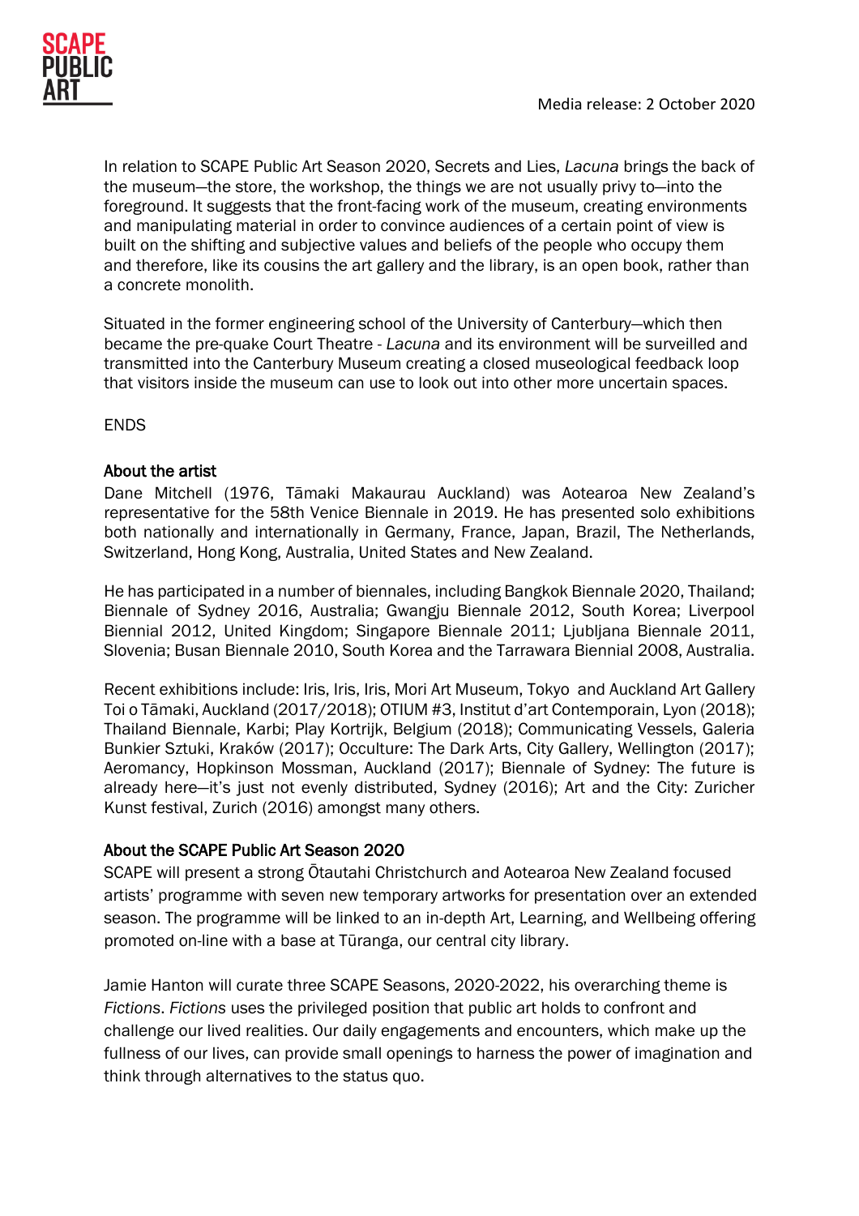In relation to SCAPE Public Art Season 2020, Secrets and Lies, *Lacuna* brings the back of the museum—the store, the workshop, the things we are not usually privy to—into the foreground. It suggests that the front-facing work of the museum, creating environments and manipulating material in order to convince audiences of a certain point of view is built on the shifting and subjective values and beliefs of the people who occupy them and therefore, like its cousins the art gallery and the library, is an open book, rather than a concrete monolith.

Situated in the former engineering school of the University of Canterbury—which then became the pre-quake Court Theatre - *Lacuna* and its environment will be surveilled and transmitted into the Canterbury Museum creating a closed museological feedback loop that visitors inside the museum can use to look out into other more uncertain spaces.

ENDS

### About the artist

Dane Mitchell (1976, Tāmaki Makaurau Auckland) was Aotearoa New Zealand's representative for the 58th Venice Biennale in 2019. He has presented solo exhibitions both nationally and internationally in Germany, France, Japan, Brazil, The Netherlands, Switzerland, Hong Kong, Australia, United States and New Zealand.

He has participated in a number of biennales, including Bangkok Biennale 2020, Thailand; Biennale of Sydney 2016, Australia; Gwangju Biennale 2012, South Korea; Liverpool Biennial 2012, United Kingdom; Singapore Biennale 2011; Ljubljana Biennale 2011, Slovenia; Busan Biennale 2010, South Korea and the Tarrawara Biennial 2008, Australia.

Recent exhibitions include: Iris, Iris, Iris, Mori Art Museum, Tokyo and Auckland Art Gallery Toi o Tāmaki, Auckland (2017/2018); OTIUM #3, Institut d'art Contemporain, Lyon (2018); Thailand Biennale, Karbi; Play Kortrijk, Belgium (2018); Communicating Vessels, Galeria Bunkier Sztuki, Kraków (2017); Occulture: The Dark Arts, City Gallery, Wellington (2017); Aeromancy, Hopkinson Mossman, Auckland (2017); Biennale of Sydney: The future is already here—it's just not evenly distributed, Sydney (2016); Art and the City: Zuricher Kunst festival, Zurich (2016) amongst many others.

### About the SCAPE Public Art Season 2020

SCAPE will present a strong Ōtautahi Christchurch and Aotearoa New Zealand focused artists' programme with seven new temporary artworks for presentation over an extended season. The programme will be linked to an in-depth Art, Learning, and Wellbeing offering promoted on-line with a base at Tūranga, our central city library.

Jamie Hanton will curate three SCAPE Seasons, 2020-2022, his overarching theme is *Fictions*. *Fictions* uses the privileged position that public art holds to confront and challenge our lived realities. Our daily engagements and encounters, which make up the fullness of our lives, can provide small openings to harness the power of imagination and think through alternatives to the status quo.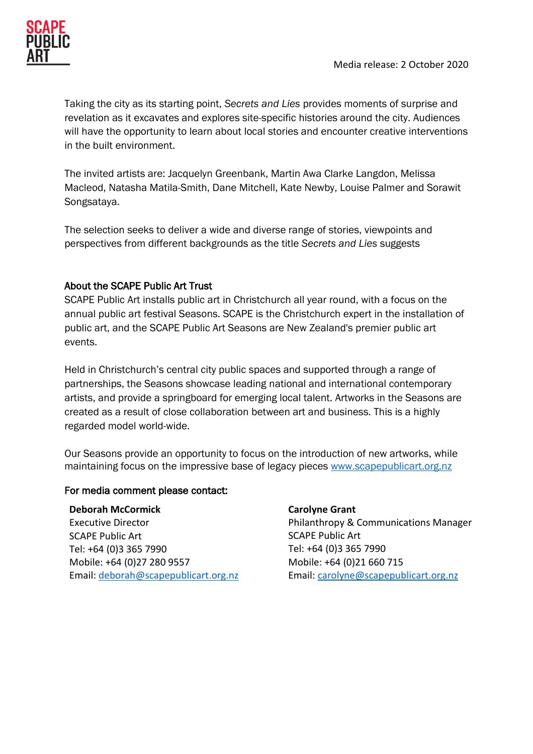Media release: 2 October 2020

Taking the city as its starting point, *Secrets and Lies* provides moments of surprise and revelation as it excavates and explores site-specific histories around the city. Audiences will have the opportunity to learn about local stories and encounter creative interventions in the built environment.

The invited artists are: Jacquelyn Greenbank, Martin Awa Clarke Langdon, Melissa Macleod, Natasha Matila-Smith, Dane Mitchell, Kate Newby, Louise Palmer and Sorawit Songsataya.

The selection seeks to deliver a wide and diverse range of stories, viewpoints and perspectives from different backgrounds as the title *Secrets and Lies* suggests

## About the SCAPE Public Art Trust

SCAPE Public Art installs public art in Christchurch all year round, with a focus on the annual public art festival Seasons. SCAPE is the Christchurch expert in the installation of public art, and the SCAPE Public Art Seasons are New Zealand's premier public art events.

Held in Christchurch's central city public spaces and supported through a range of partnerships, the Seasons showcase leading national and international contemporary artists, and provide a springboard for emerging local talent. Artworks in the Seasons are created as a result of close collaboration between art and business. This is a highly regarded model world-wide.

Our Seasons provide an opportunity to focus on the introduction of new artworks, while maintaining focus on the impressive base of legacy pieces www.scapepublicart.org.nz

## For media comment please contact:

**Deborah McCormick**
Executive Director
SCAPE Public Art
Tel: +64 (0)3 365 7990
Mobile: +64 (0)27 280 9557
Email: deborah@scapepublicart.org.nz

**Carolyne Grant**
Philanthropy & Communications Manager
SCAPE Public Art
Tel: +64 (0)3 365 7990
Mobile: +64 (0)21 660 715
Email: carolyne@scapepublicart.org.nz